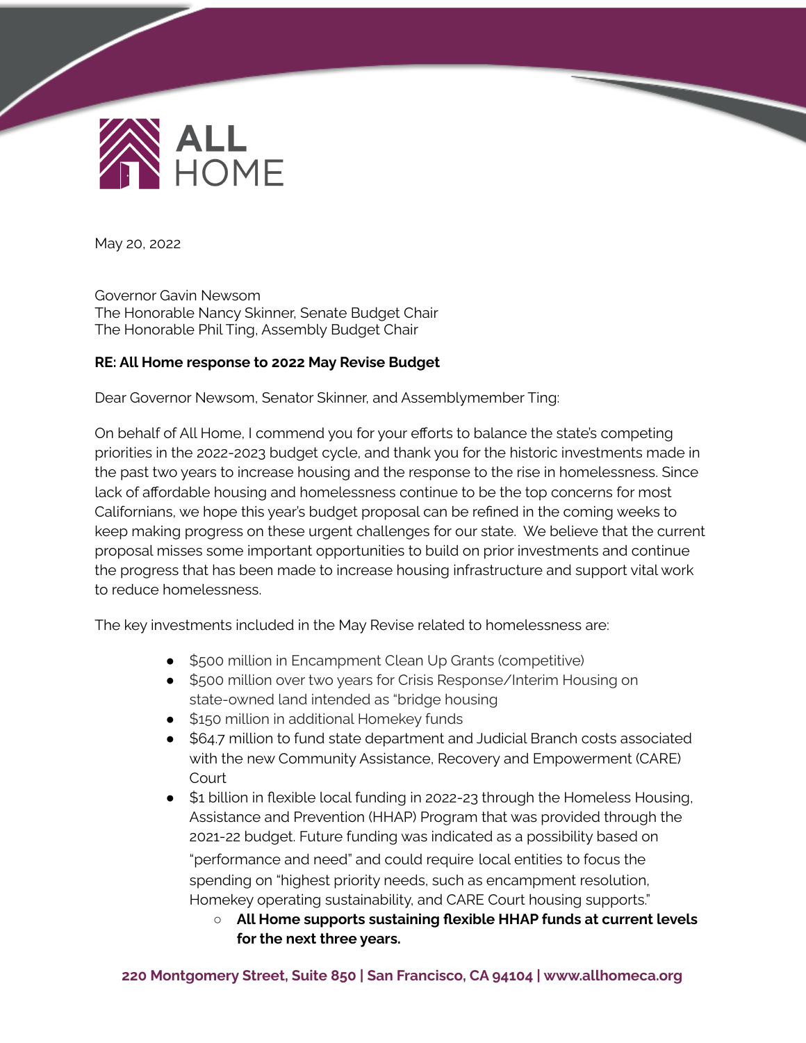ALL HOME

May 20, 2022

Governor Gavin Newsom  
The Honorable Nancy Skinner, Senate Budget Chair  
The Honorable Phil Ting, Assembly Budget Chair

**RE: All Home response to 2022 May Revise Budget**

Dear Governor Newsom, Senator Skinner, and Assemblymember Ting:

On behalf of All Home, I commend you for your efforts to balance the state's competing priorities in the 2022-2023 budget cycle, and thank you for the historic investments made in the past two years to increase housing and the response to the rise in homelessness. Since lack of affordable housing and homelessness continue to be the top concerns for most Californians, we hope this year's budget proposal can be refined in the coming weeks to keep making progress on these urgent challenges for our state. We believe that the current proposal misses some important opportunities to build on prior investments and continue the progress that has been made to increase housing infrastructure and support vital work to reduce homelessness.

The key investments included in the May Revise related to homelessness are:

- $500 million in Encampment Clean Up Grants (competitive)
- $500 million over two years for Crisis Response/Interim Housing on state-owned land intended as "bridge housing
- $150 million in additional Homekey funds
- $64.7 million to fund state department and Judicial Branch costs associated with the new Community Assistance, Recovery and Empowerment (CARE) Court
- $1 billion in flexible local funding in 2022-23 through the Homeless Housing, Assistance and Prevention (HHAP) Program that was provided through the 2021-22 budget. Future funding was indicated as a possibility based on "performance and need" and could require local entities to focus the spending on "highest priority needs, such as encampment resolution, Homekey operating sustainability, and CARE Court housing supports."
    - **All Home supports sustaining flexible HHAP funds at current levels for the next three years.**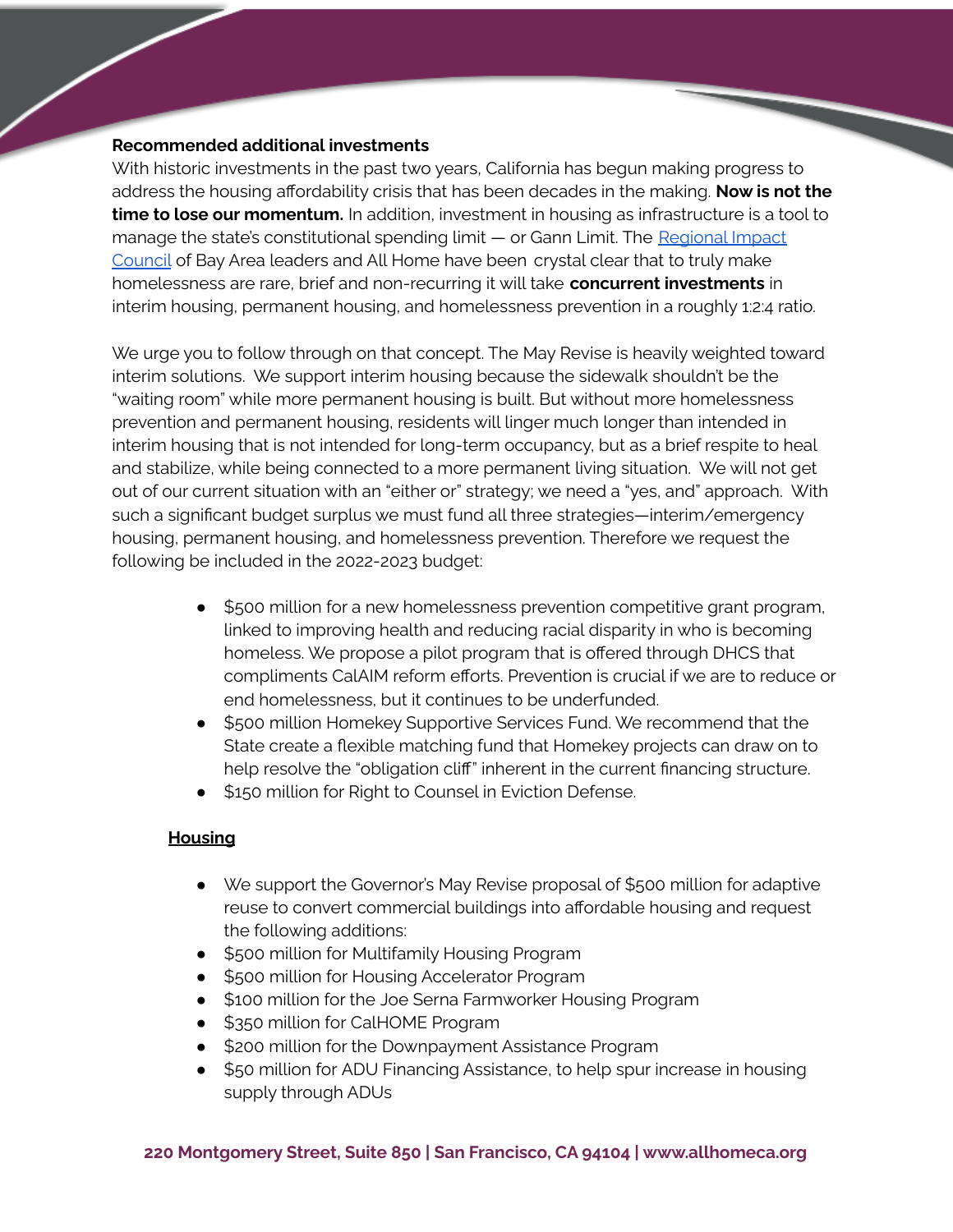**Recommended additional investments**

With historic investments in the past two years, California has begun making progress to address the housing affordability crisis that has been decades in the making. **Now is not the time to lose our momentum.** In addition, investment in housing as infrastructure is a tool to manage the state's constitutional spending limit — or Gann Limit. The [Regional Impact Council] of Bay Area leaders and All Home have been crystal clear that to truly make homelessness are rare, brief and non-recurring it will take **concurrent investments** in interim housing, permanent housing, and homelessness prevention in a roughly 1:2:4 ratio.

We urge you to follow through on that concept. The May Revise is heavily weighted toward interim solutions. We support interim housing because the sidewalk shouldn't be the "waiting room" while more permanent housing is built. But without more homelessness prevention and permanent housing, residents will linger much longer than intended in interim housing that is not intended for long-term occupancy, but as a brief respite to heal and stabilize, while being connected to a more permanent living situation. We will not get out of our current situation with an "either or" strategy; we need a "yes, and" approach. With such a significant budget surplus we must fund all three strategies—interim/emergency housing, permanent housing, and homelessness prevention. Therefore we request the following be included in the 2022-2023 budget:

- $500 million for a new homelessness prevention competitive grant program, linked to improving health and reducing racial disparity in who is becoming homeless. We propose a pilot program that is offered through DHCS that compliments CalAIM reform efforts. Prevention is crucial if we are to reduce or end homelessness, but it continues to be underfunded.
- $500 million Homekey Supportive Services Fund. We recommend that the State create a flexible matching fund that Homekey projects can draw on to help resolve the "obligation cliff" inherent in the current financing structure.
- $150 million for Right to Counsel in Eviction Defense.

**Housing**

- We support the Governor's May Revise proposal of $500 million for adaptive reuse to convert commercial buildings into affordable housing and request the following additions:
- $500 million for Multifamily Housing Program
- $500 million for Housing Accelerator Program
- $100 million for the Joe Serna Farmworker Housing Program
- $350 million for CalHOME Program
- $200 million for the Downpayment Assistance Program
- $50 million for ADU Financing Assistance, to help spur increase in housing supply through ADUs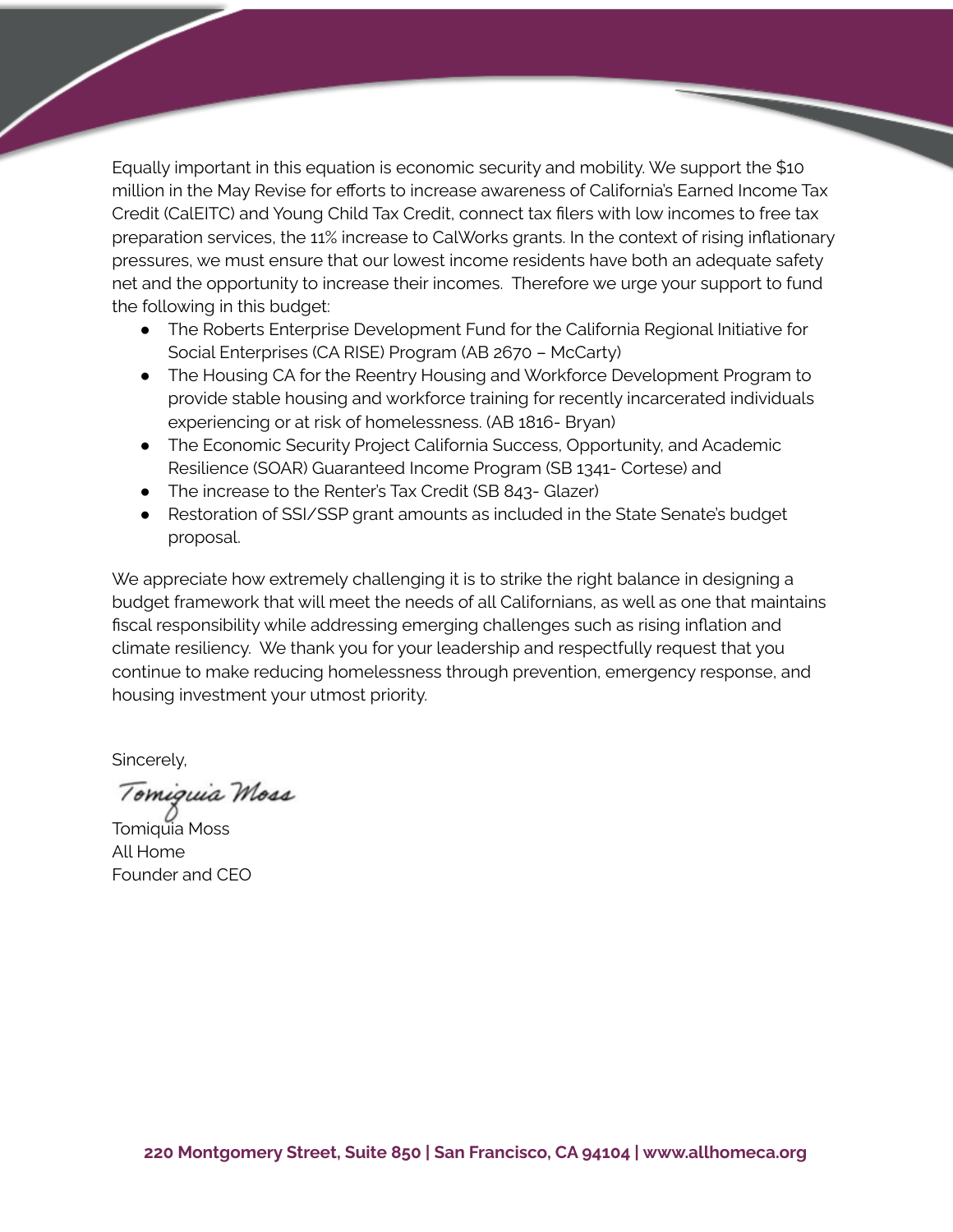Equally important in this equation is economic security and mobility. We support the $10 million in the May Revise for efforts to increase awareness of California's Earned Income Tax Credit (CalEITC) and Young Child Tax Credit, connect tax filers with low incomes to free tax preparation services, the 11% increase to CalWorks grants. In the context of rising inflationary pressures, we must ensure that our lowest income residents have both an adequate safety net and the opportunity to increase their incomes. Therefore we urge your support to fund the following in this budget:

- The Roberts Enterprise Development Fund for the California Regional Initiative for Social Enterprises (CA RISE) Program (AB 2670 – McCarty)
- The Housing CA for the Reentry Housing and Workforce Development Program to provide stable housing and workforce training for recently incarcerated individuals experiencing or at risk of homelessness. (AB 1816- Bryan)
- The Economic Security Project California Success, Opportunity, and Academic Resilience (SOAR) Guaranteed Income Program (SB 1341- Cortese) and
- The increase to the Renter's Tax Credit (SB 843- Glazer)
- Restoration of SSI/SSP grant amounts as included in the State Senate's budget proposal.

We appreciate how extremely challenging it is to strike the right balance in designing a budget framework that will meet the needs of all Californians, as well as one that maintains fiscal responsibility while addressing emerging challenges such as rising inflation and climate resiliency. We thank you for your leadership and respectfully request that you continue to make reducing homelessness through prevention, emergency response, and housing investment your utmost priority.

Sincerely,

Tomiquia Moss

Tomiquia Moss
All Home
Founder and CEO

**220 Montgomery Street, Suite 850 | San Francisco, CA 94104 | www.allhomeca.org**